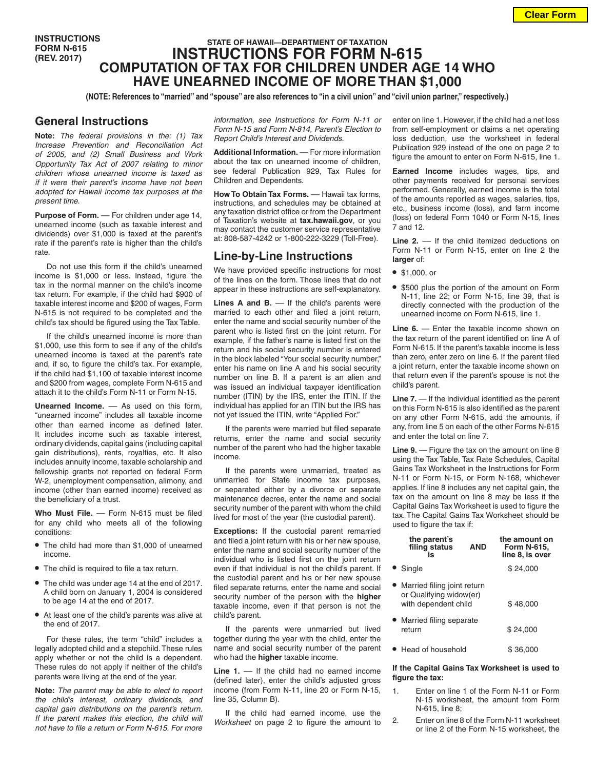INSTRUCTIONS
FORM N-615
(REV. 2017)

STATE OF HAWAII—DEPARTMENT OF TAXATION

# INSTRUCTIONS FOR FORM N-615
## COMPUTATION OF TAX FOR CHILDREN UNDER AGE 14 WHO HAVE UNEARNED INCOME OF MORE THAN $1,000

**(NOTE: References to "married" and "spouse" are also references to "in a civil union" and "civil union partner," respectively.)**

## General Instructions

**Note:** *The federal provisions in the: (1) Tax Increase Prevention and Reconciliation Act of 2005, and (2) Small Business and Work Opportunity Tax Act of 2007 relating to minor children whose unearned income is taxed as if it were their parent's income have not been adopted for Hawaii income tax purposes at the present time.*

**Purpose of Form.** — For children under age 14, unearned income (such as taxable interest and dividends) over $1,000 is taxed at the parent's rate if the parent's rate is higher than the child's rate.

Do not use this form if the child's unearned income is $1,000 or less. Instead, figure the tax in the normal manner on the child's income tax return. For example, if the child had $900 of taxable interest income and $200 of wages, Form N-615 is not required to be completed and the child's tax should be figured using the Tax Table.

If the child's unearned income is more than $1,000, use this form to see if any of the child's unearned income is taxed at the parent's rate and, if so, to figure the child's tax. For example, if the child had $1,100 of taxable interest income and $200 from wages, complete Form N-615 and attach it to the child's Form N-11 or Form N-15.

**Unearned Income.** — As used on this form, "unearned income" includes all taxable income other than earned income as defined later. It includes income such as taxable interest, ordinary dividends, capital gains (including capital gain distributions), rents, royalties, etc. It also includes annuity income, taxable scholarship and fellowship grants not reported on federal Form W-2, unemployment compensation, alimony, and income (other than earned income) received as the beneficiary of a trust.

**Who Must File.** — Form N-615 must be filed for any child who meets all of the following conditions:

- The child had more than $1,000 of unearned income.
- The child is required to file a tax return.
- The child was under age 14 at the end of 2017. A child born on January 1, 2004 is considered to be age 14 at the end of 2017.
- At least one of the child's parents was alive at the end of 2017.

For these rules, the term "child" includes a legally adopted child and a stepchild. These rules apply whether or not the child is a dependent. These rules do not apply if neither of the child's parents were living at the end of the year.

**Note:** *The parent may be able to elect to report the child's interest, ordinary dividends, and capital gain distributions on the parent's return. If the parent makes this election, the child will not have to file a return or Form N-615. For more information, see Instructions for Form N-11 or Form N-15 and Form N-814, Parent's Election to Report Child's Interest and Dividends.*

**Additional Information.** — For more information about the tax on unearned income of children, see federal Publication 929, Tax Rules for Children and Dependents.

**How To Obtain Tax Forms.** — Hawaii tax forms, instructions, and schedules may be obtained at any taxation district office or from the Department of Taxation's website at **tax.hawaii.gov**, or you may contact the customer service representative at: 808-587-4242 or 1-800-222-3229 (Toll-Free).

## Line-by-Line Instructions

We have provided specific instructions for most of the lines on the form. Those lines that do not appear in these instructions are self-explanatory.

**Lines A and B.** — If the child's parents were married to each other and filed a joint return, enter the name and social security number of the parent who is listed first on the joint return. For example, if the father's name is listed first on the return and his social security number is entered in the block labeled "Your social security number," enter his name on line A and his social security number on line B. If a parent is an alien and was issued an individual taxpayer identification number (ITIN) by the IRS, enter the ITIN. If the individual has applied for an ITIN but the IRS has not yet issued the ITIN, write "Applied For."

If the parents were married but filed separate returns, enter the name and social security number of the parent who had the higher taxable income.

If the parents were unmarried, treated as unmarried for State income tax purposes, or separated either by a divorce or separate maintenance decree, enter the name and social security number of the parent with whom the child lived for most of the year (the custodial parent).

**Exceptions:** If the custodial parent remarried and filed a joint return with his or her new spouse, enter the name and social security number of the individual who is listed first on the joint return even if that individual is not the child's parent. If the custodial parent and his or her new spouse filed separate returns, enter the name and social security number of the person with the **higher** taxable income, even if that person is not the child's parent.

If the parents were unmarried but lived together during the year with the child, enter the name and social security number of the parent who had the **higher** taxable income.

**Line 1.** — If the child had no earned income (defined later), enter the child's adjusted gross income (from Form N-11, line 20 or Form N-15, line 35, Column B).

If the child had earned income, use the *Worksheet* on page 2 to figure the amount to enter on line 1. However, if the child had a net loss from self-employment or claims a net operating loss deduction, use the worksheet in federal Publication 929 instead of the one on page 2 to figure the amount to enter on Form N-615, line 1.

**Earned Income** includes wages, tips, and other payments received for personal services performed. Generally, earned income is the total of the amounts reported as wages, salaries, tips, etc., business income (loss), and farm income (loss) on federal Form 1040 or Form N-15, lines 7 and 12.

**Line 2.** — If the child itemized deductions on Form N-11 or Form N-15, enter on line 2 the **larger** of:

- $1,000, or
- $500 plus the portion of the amount on Form N-11, line 22; or Form N-15, line 39, that is directly connected with the production of the unearned income on Form N-615, line 1.

**Line 6.** — Enter the taxable income shown on the tax return of the parent identified on line A of Form N-615. If the parent's taxable income is less than zero, enter zero on line 6. If the parent filed a joint return, enter the taxable income shown on that return even if the parent's spouse is not the child's parent.

**Line 7.** — If the individual identified as the parent on this Form N-615 is also identified as the parent on any other Form N-615, add the amounts, if any, from line 5 on each of the other Forms N-615 and enter the total on line 7.

**Line 9.** — Figure the tax on the amount on line 8 using the Tax Table, Tax Rate Schedules, Capital Gains Tax Worksheet in the Instructions for Form N-11 or Form N-15, or Form N-168, whichever applies. If line 8 includes any net capital gain, the tax on the amount on line 8 may be less if the Capital Gains Tax Worksheet is used to figure the tax. The Capital Gains Tax Worksheet should be used to figure the tax if:

| the parent's filing status is | AND | the amount on Form N-615, line 8, is over |
|---|---|---|
| • Single | | $ 24,000 |
| • Married filing joint return or Qualifying widow(er) with dependent child | | $ 48,000 |
| • Married filing separate return | | $ 24,000 |
| • Head of household | | $ 36,000 |

**If the Capital Gains Tax Worksheet is used to figure the tax:**

1. Enter on line 1 of the Form N-11 or Form N-15 worksheet, the amount from Form N-615, line 8;
2. Enter on line 8 of the Form N-11 worksheet or line 2 of the Form N-15 worksheet, the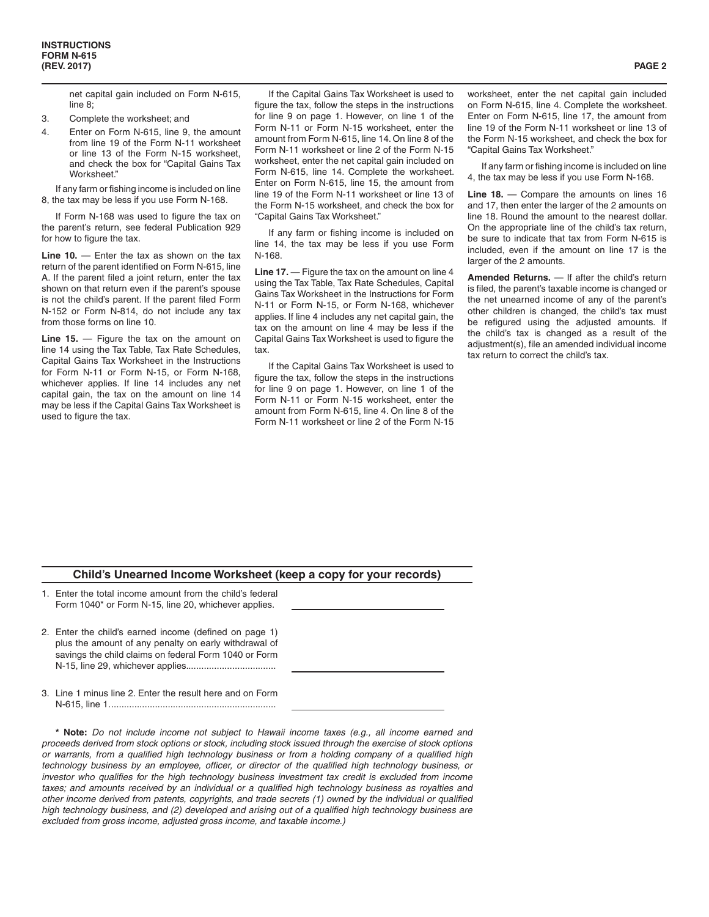net capital gain included on Form N-615, line 8;

3. Complete the worksheet; and
4. Enter on Form N-615, line 9, the amount from line 19 of the Form N-11 worksheet or line 13 of the Form N-15 worksheet, and check the box for "Capital Gains Tax Worksheet."

If any farm or fishing income is included on line 8, the tax may be less if you use Form N-168.

If Form N-168 was used to figure the tax on the parent's return, see federal Publication 929 for how to figure the tax.

**Line 10.** — Enter the tax as shown on the tax return of the parent identified on Form N-615, line A. If the parent filed a joint return, enter the tax shown on that return even if the parent's spouse is not the child's parent. If the parent filed Form N-152 or Form N-814, do not include any tax from those forms on line 10.

**Line 15.** — Figure the tax on the amount on line 14 using the Tax Table, Tax Rate Schedules, Capital Gains Tax Worksheet in the Instructions for Form N-11 or Form N-15, or Form N-168, whichever applies. If line 14 includes any net capital gain, the tax on the amount on line 14 may be less if the Capital Gains Tax Worksheet is used to figure the tax.

If the Capital Gains Tax Worksheet is used to figure the tax, follow the steps in the instructions for line 9 on page 1. However, on line 1 of the Form N-11 or Form N-15 worksheet, enter the amount from Form N-615, line 14. On line 8 of the Form N-11 worksheet or line 2 of the Form N-15 worksheet, enter the net capital gain included on Form N-615, line 14. Complete the worksheet. Enter on Form N-615, line 15, the amount from line 19 of the Form N-11 worksheet or line 13 of the Form N-15 worksheet, and check the box for "Capital Gains Tax Worksheet."

If any farm or fishing income is included on line 14, the tax may be less if you use Form N-168.

**Line 17.** — Figure the tax on the amount on line 4 using the Tax Table, Tax Rate Schedules, Capital Gains Tax Worksheet in the Instructions for Form N-11 or Form N-15, or Form N-168, whichever applies. If line 4 includes any net capital gain, the tax on the amount on line 4 may be less if the Capital Gains Tax Worksheet is used to figure the tax.

If the Capital Gains Tax Worksheet is used to figure the tax, follow the steps in the instructions for line 9 on page 1. However, on line 1 of the Form N-11 or Form N-15 worksheet, enter the amount from Form N-615, line 4. On line 8 of the Form N-11 worksheet or line 2 of the Form N-15 worksheet, enter the net capital gain included on Form N-615, line 4. Complete the worksheet. Enter on Form N-615, line 17, the amount from line 19 of the Form N-11 worksheet or line 13 of the Form N-15 worksheet, and check the box for "Capital Gains Tax Worksheet."

If any farm or fishing income is included on line 4, the tax may be less if you use Form N-168.

**Line 18.** — Compare the amounts on lines 16 and 17, then enter the larger of the 2 amounts on line 18. Round the amount to the nearest dollar. On the appropriate line of the child's tax return, be sure to indicate that tax from Form N-615 is included, even if the amount on line 17 is the larger of the 2 amounts.

**Amended Returns.** — If after the child's return is filed, the parent's taxable income is changed or the net unearned income of any of the parent's other children is changed, the child's tax must be refigured using the adjusted amounts. If the child's tax is changed as a result of the adjustment(s), file an amended individual income tax return to correct the child's tax.

## Child's Unearned Income Worksheet (keep a copy for your records)

1. Enter the total income amount from the child's federal Form 1040* or Form N-15, line 20, whichever applies. \_\_\_\_\_\_\_\_\_\_\_\_\_\_\_\_

2. Enter the child's earned income (defined on page 1) plus the amount of any penalty on early withdrawal of savings the child claims on federal Form 1040 or Form N-15, line 29, whichever applies.................................. \_\_\_\_\_\_\_\_\_\_\_\_\_\_\_\_

3. Line 1 minus line 2. Enter the result here and on Form N-615, line 1................................................................ \_\_\_\_\_\_\_\_\_\_\_\_\_\_\_\_

**\* Note:** *Do not include income not subject to Hawaii income taxes (e.g., all income earned and proceeds derived from stock options or stock, including stock issued through the exercise of stock options or warrants, from a qualified high technology business or from a holding company of a qualified high technology business by an employee, officer, or director of the qualified high technology business, or investor who qualifies for the high technology business investment tax credit is excluded from income taxes; and amounts received by an individual or a qualified high technology business as royalties and other income derived from patents, copyrights, and trade secrets (1) owned by the individual or qualified high technology business, and (2) developed and arising out of a qualified high technology business are excluded from gross income, adjusted gross income, and taxable income.)*